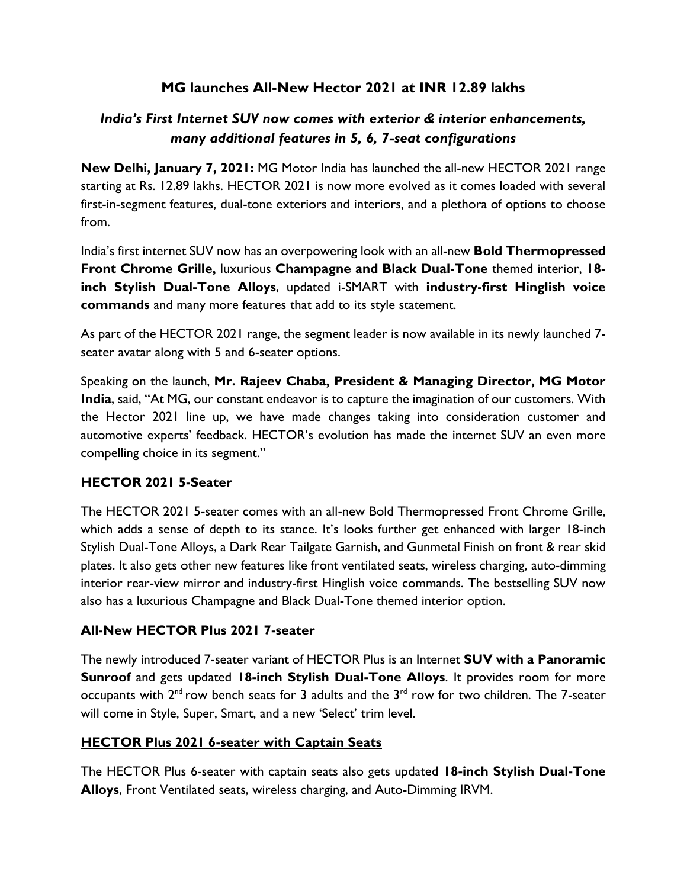# MG launches All-New Hector 2021 at INR 12.89 lakhs

## *India's First Internet SUV now comes with exterior & interior enhancements, many additional features in 5, 6, 7-seat configurations*

**New Delhi, January 7, 2021:** MG Motor India has launched the all-new HECTOR 2021 range starting at Rs. 12.89 lakhs. HECTOR 2021 is now more evolved as it comes loaded with several first-in-segment features, dual-tone exteriors and interiors, and a plethora of options to choose from.

India's first internet SUV now has an overpowering look with an all-new **Bold Thermopressed Front Chrome Grille,** luxurious **Champagne and Black Dual-Tone** themed interior, **18-inch Stylish Dual-Tone Alloys**, updated i-SMART with **industry-first Hinglish voice commands** and many more features that add to its style statement.

As part of the HECTOR 2021 range, the segment leader is now available in its newly launched 7-seater avatar along with 5 and 6-seater options.

Speaking on the launch, **Mr. Rajeev Chaba, President & Managing Director, MG Motor India**, said, "At MG, our constant endeavor is to capture the imagination of our customers. With the Hector 2021 line up, we have made changes taking into consideration customer and automotive experts' feedback. HECTOR's evolution has made the internet SUV an even more compelling choice in its segment."

### HECTOR 2021 5-Seater

The HECTOR 2021 5-seater comes with an all-new Bold Thermopressed Front Chrome Grille, which adds a sense of depth to its stance. It's looks further get enhanced with larger 18-inch Stylish Dual-Tone Alloys, a Dark Rear Tailgate Garnish, and Gunmetal Finish on front & rear skid plates. It also gets other new features like front ventilated seats, wireless charging, auto-dimming interior rear-view mirror and industry-first Hinglish voice commands. The bestselling SUV now also has a luxurious Champagne and Black Dual-Tone themed interior option.

### All-New HECTOR Plus 2021 7-seater

The newly introduced 7-seater variant of HECTOR Plus is an Internet **SUV with a Panoramic Sunroof** and gets updated **18-inch Stylish Dual-Tone Alloys**. It provides room for more occupants with 2nd row bench seats for 3 adults and the 3rd row for two children. The 7-seater will come in Style, Super, Smart, and a new 'Select' trim level.

### HECTOR Plus 2021 6-seater with Captain Seats

The HECTOR Plus 6-seater with captain seats also gets updated **18-inch Stylish Dual-Tone Alloys**, Front Ventilated seats, wireless charging, and Auto-Dimming IRVM.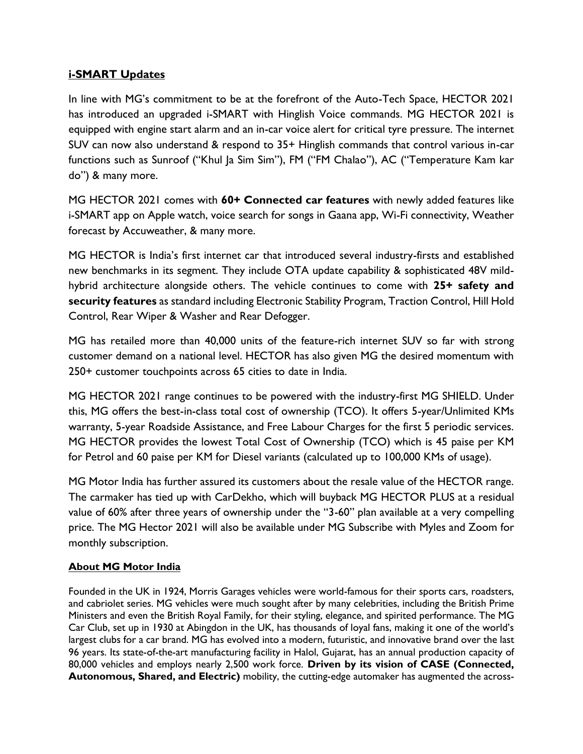## **i-SMART Updates**

In line with MG's commitment to be at the forefront of the Auto-Tech Space, HECTOR 2021 has introduced an upgraded i-SMART with Hinglish Voice commands. MG HECTOR 2021 is equipped with engine start alarm and an in-car voice alert for critical tyre pressure. The internet SUV can now also understand & respond to 35+ Hinglish commands that control various in-car functions such as Sunroof ("Khul Ja Sim Sim"), FM ("FM Chalao"), AC ("Temperature Kam kar do") & many more.

MG HECTOR 2021 comes with **60+ Connected car features** with newly added features like i-SMART app on Apple watch, voice search for songs in Gaana app, Wi-Fi connectivity, Weather forecast by Accuweather, & many more.

MG HECTOR is India's first internet car that introduced several industry-firsts and established new benchmarks in its segment. They include OTA update capability & sophisticated 48V mild-hybrid architecture alongside others. The vehicle continues to come with **25+ safety and security features** as standard including Electronic Stability Program, Traction Control, Hill Hold Control, Rear Wiper & Washer and Rear Defogger.

MG has retailed more than 40,000 units of the feature-rich internet SUV so far with strong customer demand on a national level. HECTOR has also given MG the desired momentum with 250+ customer touchpoints across 65 cities to date in India.

MG HECTOR 2021 range continues to be powered with the industry-first MG SHIELD. Under this, MG offers the best-in-class total cost of ownership (TCO). It offers 5-year/Unlimited KMs warranty, 5-year Roadside Assistance, and Free Labour Charges for the first 5 periodic services. MG HECTOR provides the lowest Total Cost of Ownership (TCO) which is 45 paise per KM for Petrol and 60 paise per KM for Diesel variants (calculated up to 100,000 KMs of usage).

MG Motor India has further assured its customers about the resale value of the HECTOR range. The carmaker has tied up with CarDekho, which will buyback MG HECTOR PLUS at a residual value of 60% after three years of ownership under the "3-60" plan available at a very compelling price. The MG Hector 2021 will also be available under MG Subscribe with Myles and Zoom for monthly subscription.

## **About MG Motor India**

Founded in the UK in 1924, Morris Garages vehicles were world-famous for their sports cars, roadsters, and cabriolet series. MG vehicles were much sought after by many celebrities, including the British Prime Ministers and even the British Royal Family, for their styling, elegance, and spirited performance. The MG Car Club, set up in 1930 at Abingdon in the UK, has thousands of loyal fans, making it one of the world's largest clubs for a car brand. MG has evolved into a modern, futuristic, and innovative brand over the last 96 years. Its state-of-the-art manufacturing facility in Halol, Gujarat, has an annual production capacity of 80,000 vehicles and employs nearly 2,500 work force. **Driven by its vision of CASE (Connected, Autonomous, Shared, and Electric)** mobility, the cutting-edge automaker has augmented the across-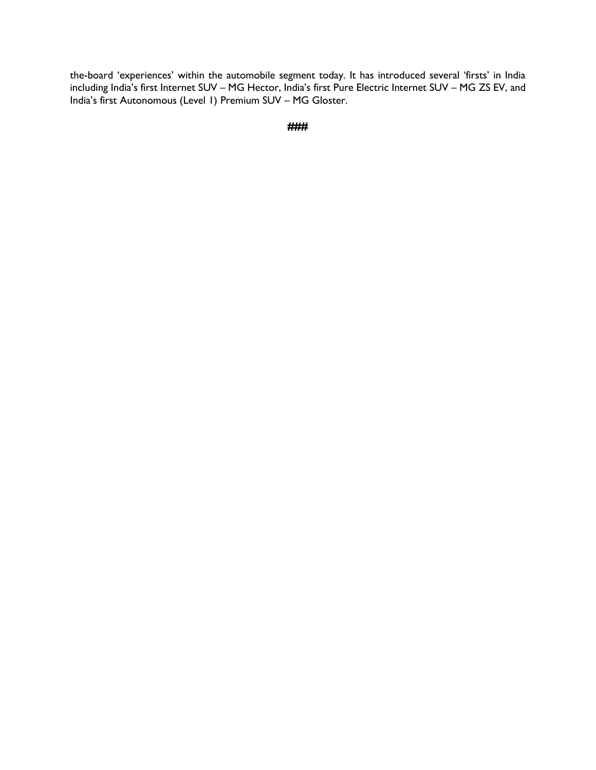the-board 'experiences' within the automobile segment today. It has introduced several 'firsts' in India including India's first Internet SUV – MG Hector, India's first Pure Electric Internet SUV – MG ZS EV, and India's first Autonomous (Level 1) Premium SUV – MG Gloster.

**###**